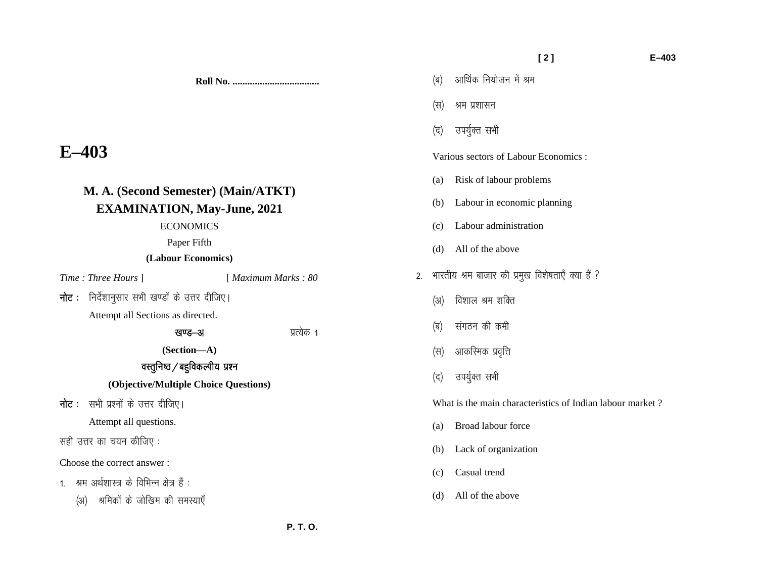Roll No. ..................................

# E–403

## M. A. (Second Semester) (Main/ATKT) EXAMINATION, May-June, 2021

ECONOMICS

Paper Fifth

**(Labour Economics)**

*Time : Three Hours* ] [ *Maximum Marks : 80*

**नोट :** निर्देशानुसार सभी खण्डों के उत्तर दीजिए।

Attempt all Sections as directed.

**खण्ड—अ** प्रत्येक 1

**(Section—A)**

**वस्तुनिष्ठ / बहुविकल्पीय प्रश्न**

**(Objective/Multiple Choice Questions)**

**नोट :** सभी प्रश्नों के उत्तर दीजिए।

Attempt all questions.

सही उत्तर का चयन कीजिए :

Choose the correct answer :

1. श्रम अर्थशास्त्र के विभिन्न क्षेत्र हैं :

   (अ) श्रमिकों के जोखिम की समस्याएँ

   (ब) आर्थिक नियोजन में श्रम

   (स) श्रम प्रशासन

   (द) उपर्युक्त सभी

   Various sectors of Labour Economics :

   (a) Risk of labour problems

   (b) Labour in economic planning

   (c) Labour administration

   (d) All of the above

2. भारतीय श्रम बाजार की प्रमुख विशेषताएँ क्या हैं ?

   (अ) विशाल श्रम शक्ति

   (ब) संगठन की कमी

   (स) आकस्मिक प्रवृत्ति

   (द) उपर्युक्त सभी

   What is the main characteristics of Indian labour market ?

   (a) Broad labour force

   (b) Lack of organization

   (c) Casual trend

   (d) All of the above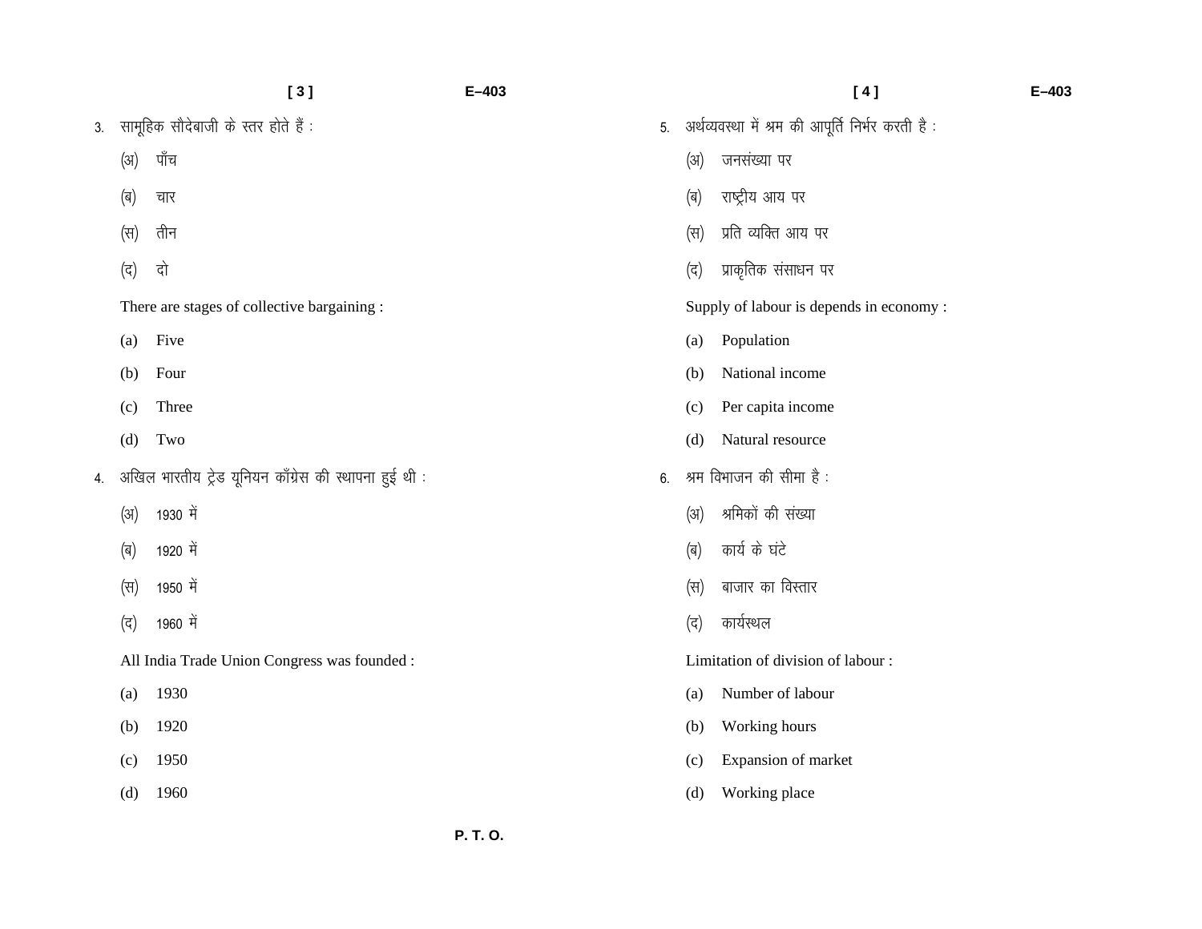3. सामूहिक सौदेबाजी के स्तर होते हैं :

   (अ) पाँच

   (ब) चार

   (स) तीन

   (द) दो

   There are stages of collective bargaining :

   (a) Five

   (b) Four

   (c) Three

   (d) Two

4. अखिल भारतीय ट्रेड यूनियन काँग्रेस की स्थापना हुई थी :

   (अ) 1930 में

   (ब) 1920 में

   (स) 1950 में

   (द) 1960 में

   All India Trade Union Congress was founded :

   (a) 1930

   (b) 1920

   (c) 1950

   (d) 1960

5. अर्थव्यवस्था में श्रम की आपूर्ति निर्भर करती है :

   (अ) जनसंख्या पर

   (ब) राष्ट्रीय आय पर

   (स) प्रति व्यक्ति आय पर

   (द) प्राकृतिक संसाधन पर

   Supply of labour is depends in economy :

   (a) Population

   (b) National income

   (c) Per capita income

   (d) Natural resource

6. श्रम विभाजन की सीमा है :

   (अ) श्रमिकों की संख्या

   (ब) कार्य के घंटे

   (स) बाजार का विस्तार

   (द) कार्यस्थल

   Limitation of division of labour :

   (a) Number of labour

   (b) Working hours

   (c) Expansion of market

   (d) Working place

P. T. O.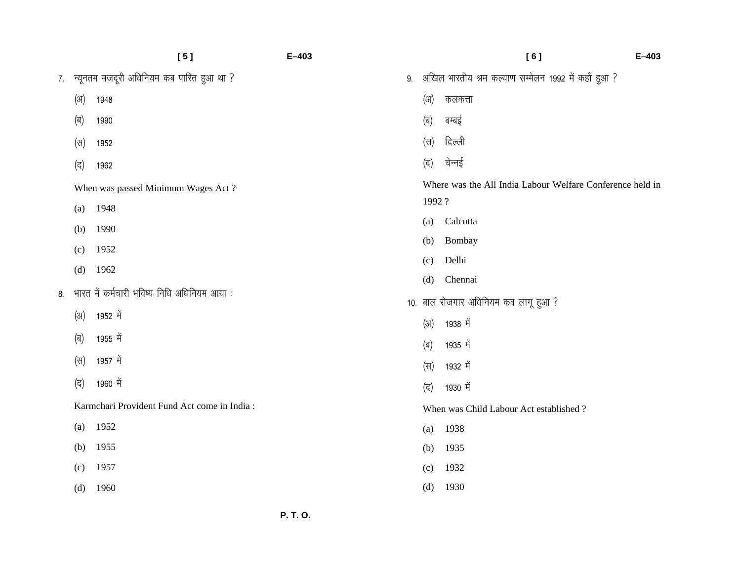7. न्यूनतम मजदूरी अधिनियम कब पारित हुआ था ?

   (अ) 1948

   (ब) 1990

   (स) 1952

   (द) 1962

   When was passed Minimum Wages Act ?

   (a) 1948

   (b) 1990

   (c) 1952

   (d) 1962

8. भारत में कर्मचारी भविष्य निधि अधिनियम आया :

   (अ) 1952 में

   (ब) 1955 में

   (स) 1957 में

   (द) 1960 में

   Karmchari Provident Fund Act come in India :

   (a) 1952

   (b) 1955

   (c) 1957

   (d) 1960

9. अखिल भारतीय श्रम कल्याण सम्मेलन 1992 में कहाँ हुआ ?

   (अ) कलकत्ता

   (ब) बम्बई

   (स) दिल्ली

   (द) चेन्नई

   Where was the All India Labour Welfare Conference held in 1992 ?

   (a) Calcutta

   (b) Bombay

   (c) Delhi

   (d) Chennai

10. बाल रोजगार अधिनियम कब लागू हुआ ?

   (अ) 1938 में

   (ब) 1935 में

   (स) 1932 में

   (द) 1930 में

   When was Child Labour Act established ?

   (a) 1938

   (b) 1935

   (c) 1932

   (d) 1930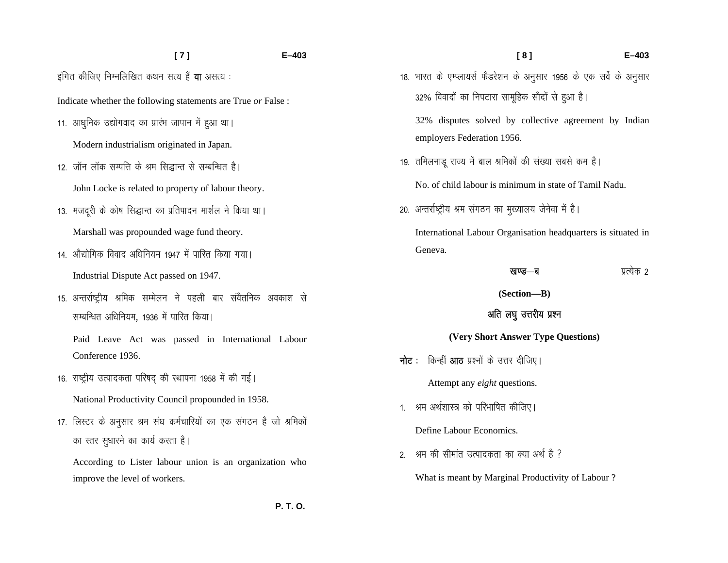इंगित कीजिए निम्नलिखित कथन सत्य हैं **या** असत्य :

Indicate whether the following statements are True *or* False :

11. आधुनिक उद्योगवाद का प्रारंभ जापान में हुआ था।

    Modern industrialism originated in Japan.

12. जॉन लॉक सम्पत्ति के श्रम सिद्धान्त से सम्बन्धित है।

    John Locke is related to property of labour theory.

13. मजदूरी के कोष सिद्धान्त का प्रतिपादन मार्शल ने किया था।

    Marshall was propounded wage fund theory.

14. औद्योगिक विवाद अधिनियम 1947 में पारित किया गया।

    Industrial Dispute Act passed on 1947.

15. अन्तर्राष्ट्रीय श्रमिक सम्मेलन ने पहली बार संवैतनिक अवकाश से सम्बन्धित अधिनियम, 1936 में पारित किया।

    Paid Leave Act was passed in International Labour Conference 1936.

16. राष्ट्रीय उत्पादकता परिषद् की स्थापना 1958 में की गई।

    National Productivity Council propounded in 1958.

17. लिस्टर के अनुसार श्रम संघ कर्मचारियों का एक संगठन है जो श्रमिकों का स्तर सुधारने का कार्य करता है।

    According to Lister labour union is an organization who improve the level of workers.

18. भारत के एम्प्लायर्स फैडरेशन के अनुसार 1956 के एक सर्वे के अनुसार 32% विवादों का निपटारा सामूहिक सौदों से हुआ है।

    32% disputes solved by collective agreement by Indian employers Federation 1956.

19. तमिलनाडू राज्य में बाल श्रमिकों की संख्या सबसे कम है।

    No. of child labour is minimum in state of Tamil Nadu.

20. अन्तर्राष्ट्रीय श्रम संगठन का मुख्यालय जेनेवा में है।

    International Labour Organisation headquarters is situated in Geneva.

## खण्ड—ब (Section—B)

प्रत्येक 2

### अति लघु उत्तरीय प्रश्न

### (Very Short Answer Type Questions)

**नोट :** किन्हीं **आठ** प्रश्नों के उत्तर दीजिए।

Attempt any *eight* questions.

1. श्रम अर्थशास्त्र को परिभाषित कीजिए।

   Define Labour Economics.

2. श्रम की सीमांत उत्पादकता का क्या अर्थ है ?

   What is meant by Marginal Productivity of Labour ?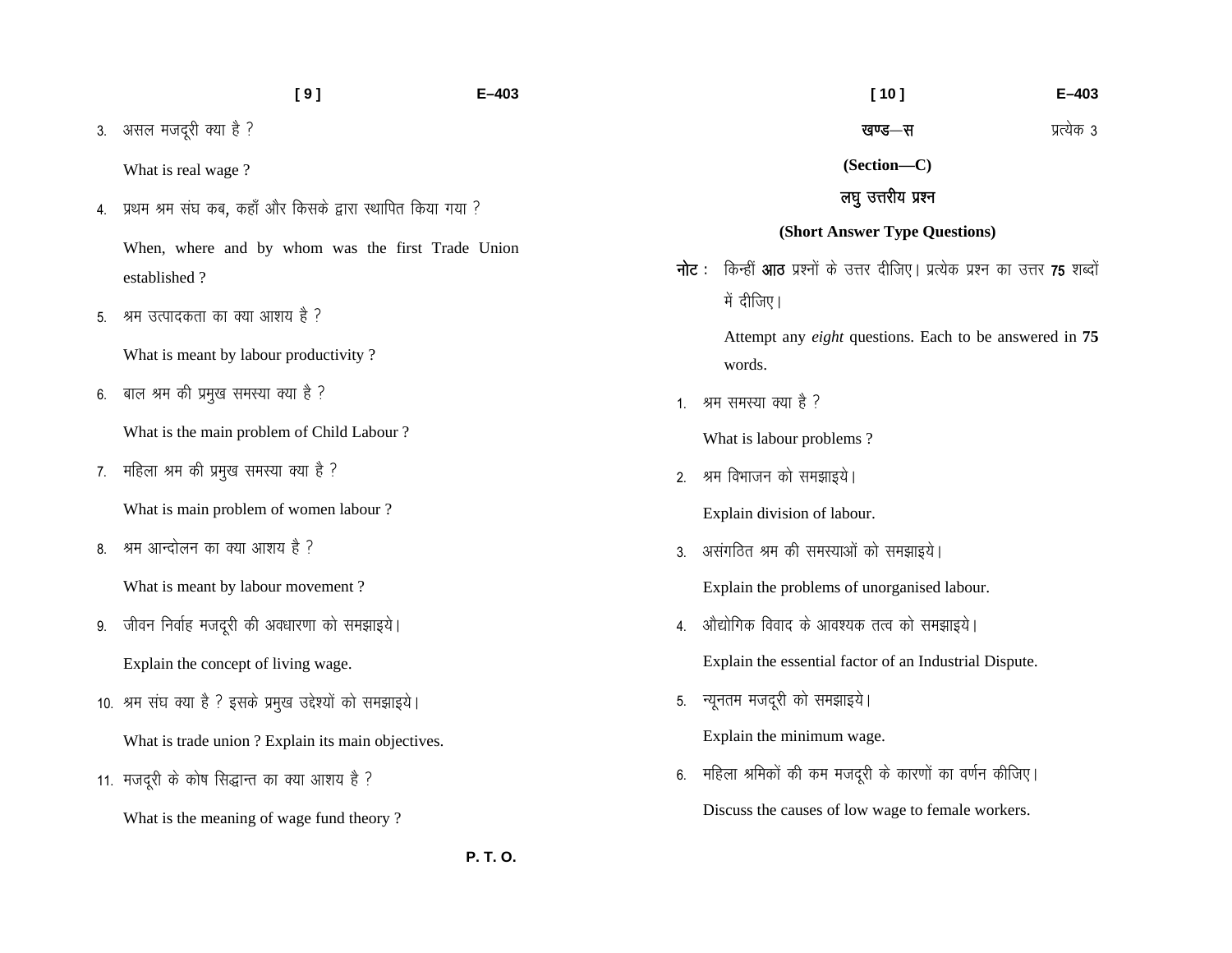3. असल मजदूरी क्या है ?

   What is real wage ?

4. प्रथम श्रम संघ कब, कहाँ और किसके द्वारा स्थापित किया गया ?

   When, where and by whom was the first Trade Union established ?

5. श्रम उत्पादकता का क्या आशय है ?

   What is meant by labour productivity ?

6. बाल श्रम की प्रमुख समस्या क्या है ?

   What is the main problem of Child Labour ?

7. महिला श्रम की प्रमुख समस्या क्या है ?

   What is main problem of women labour ?

8. श्रम आन्दोलन का क्या आशय है ?

   What is meant by labour movement ?

9. जीवन निर्वाह मजदूरी की अवधारणा को समझाइये।

   Explain the concept of living wage.

10. श्रम संघ क्या है ? इसके प्रमुख उद्देश्यों को समझाइये।

    What is trade union ? Explain its main objectives.

11. मजदूरी के कोष सिद्धान्त का क्या आशय है ?

    What is the meaning of wage fund theory ?

P. T. O.

## खण्ड—स (Section—C)

प्रत्येक 3

### लघु उत्तरीय प्रश्न (Short Answer Type Questions)

**नोट :** किन्हीं **आठ** प्रश्नों के उत्तर दीजिए। प्रत्येक प्रश्न का उत्तर **75** शब्दों में दीजिए।

Attempt any *eight* questions. Each to be answered in **75** words.

1. श्रम समस्या क्या है ?

   What is labour problems ?

2. श्रम विभाजन को समझाइये।

   Explain division of labour.

3. असंगठित श्रम की समस्याओं को समझाइये।

   Explain the problems of unorganised labour.

4. औद्योगिक विवाद के आवश्यक तत्व को समझाइये।

   Explain the essential factor of an Industrial Dispute.

5. न्यूनतम मजदूरी को समझाइये।

   Explain the minimum wage.

6. महिला श्रमिकों की कम मजदूरी के कारणों का वर्णन कीजिए।

   Discuss the causes of low wage to female workers.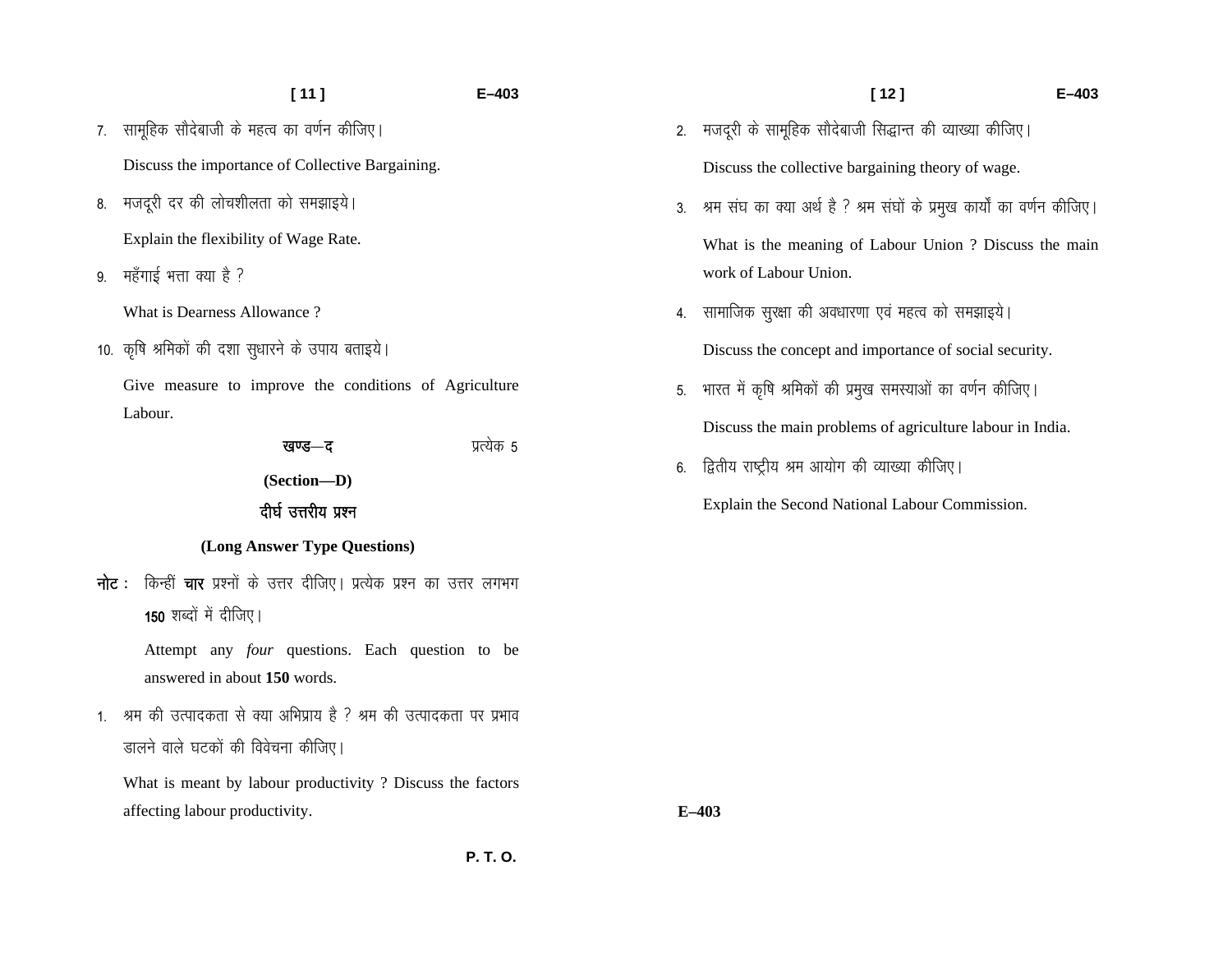7. सामूहिक सौदेबाजी के महत्व का वर्णन कीजिए।

   Discuss the importance of Collective Bargaining.

8. मजदूरी दर की लोचशीलता को समझाइये।

   Explain the flexibility of Wage Rate.

9. महँगाई भत्ता क्या है ?

   What is Dearness Allowance ?

10. कृषि श्रमिकों की दशा सुधारने के उपाय बताइये।

    Give measure to improve the conditions of Agriculture Labour.

## खण्ड—द (Section—D)

प्रत्येक 5

### दीर्घ उत्तरीय प्रश्न

### (Long Answer Type Questions)

**नोट :** किन्हीं **चार** प्रश्नों के उत्तर दीजिए। प्रत्येक प्रश्न का उत्तर लगभग **150** शब्दों में दीजिए।

Attempt any *four* questions. Each question to be answered in about **150** words.

1. श्रम की उत्पादकता से क्या अभिप्राय है ? श्रम की उत्पादकता पर प्रभाव डालने वाले घटकों की विवेचना कीजिए।

   What is meant by labour productivity ? Discuss the factors affecting labour productivity.

2. मजदूरी के सामूहिक सौदेबाजी सिद्धान्त की व्याख्या कीजिए।

   Discuss the collective bargaining theory of wage.

3. श्रम संघ का क्या अर्थ है ? श्रम संघों के प्रमुख कार्यों का वर्णन कीजिए।

   What is the meaning of Labour Union ? Discuss the main work of Labour Union.

4. सामाजिक सुरक्षा की अवधारणा एवं महत्व को समझाइये।

   Discuss the concept and importance of social security.

5. भारत में कृषि श्रमिकों की प्रमुख समस्याओं का वर्णन कीजिए।

   Discuss the main problems of agriculture labour in India.

6. द्वितीय राष्ट्रीय श्रम आयोग की व्याख्या कीजिए।

   Explain the Second National Labour Commission.